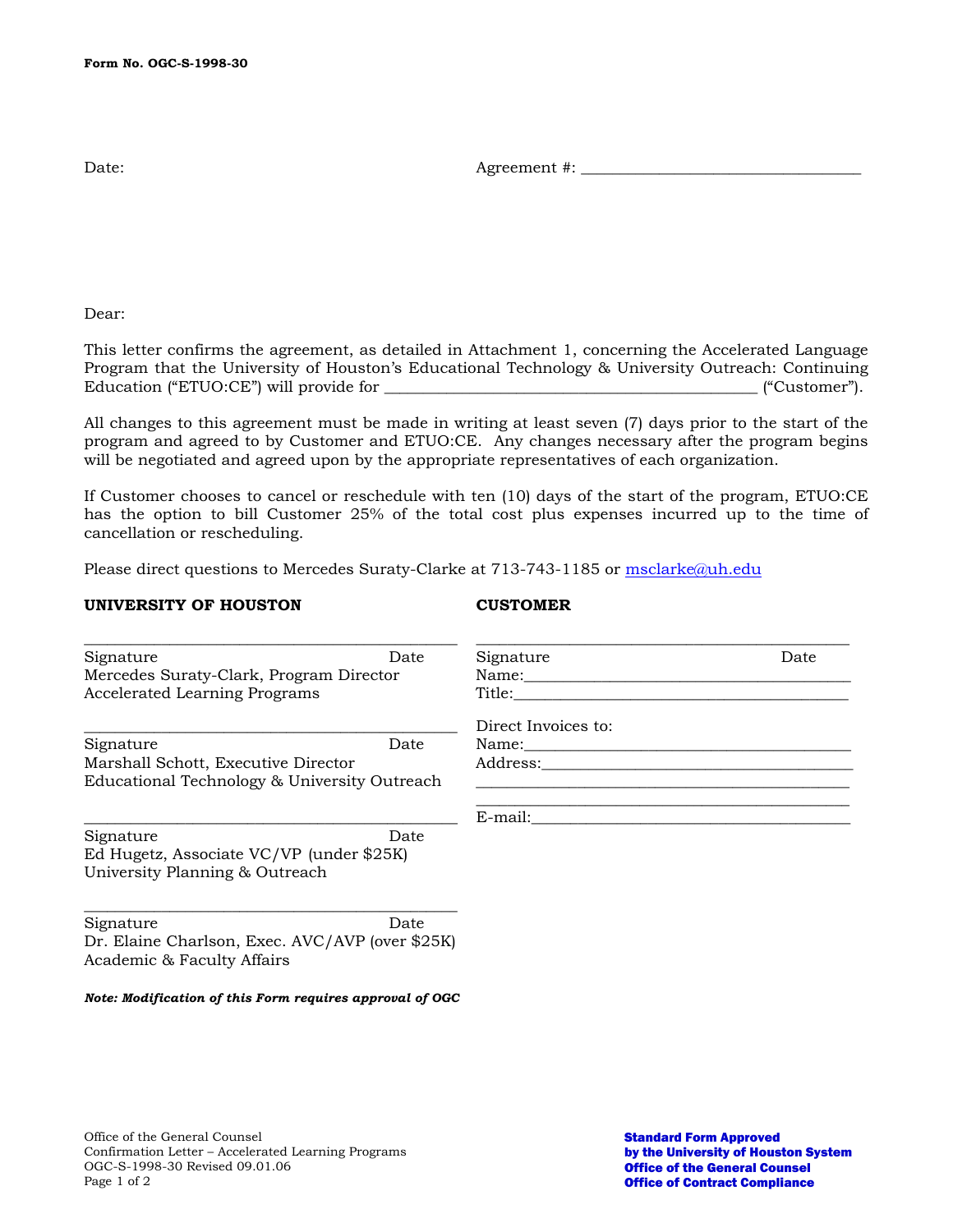**Form No. OGC-S-1998-30**

Date: Agreement #: ___________________________________

Dear:

This letter confirms the agreement, as detailed in Attachment 1, concerning the Accelerated Language Program that the University of Houston's Educational Technology & University Outreach: Continuing Education ("ETUO:CE") will provide for ______________________________________________ ("Customer").

All changes to this agreement must be made in writing at least seven (7) days prior to the start of the program and agreed to by Customer and ETUO:CE. Any changes necessary after the program begins will be negotiated and agreed upon by the appropriate representatives of each organization.

If Customer chooses to cancel or reschedule with ten (10) days of the start of the program, ETUO:CE has the option to bill Customer 25% of the total cost plus expenses incurred up to the time of cancellation or rescheduling.

Please direct questions to Mercedes Suraty-Clarke at 713-743-1185 or msclarke@uh.edu

**UNIVERSITY OF HOUSTON**

______________________________________________
Signature Date
Mercedes Suraty-Clark, Program Director
Accelerated Learning Programs

______________________________________________
Signature Date
Marshall Schott, Executive Director
Educational Technology & University Outreach

______________________________________________
Signature Date
Ed Hugetz, Associate VC/VP (under $25K)
University Planning & Outreach

______________________________________________
Signature Date
Dr. Elaine Charlson, Exec. AVC/AVP (over $25K)
Academic & Faculty Affairs

**CUSTOMER**

______________________________________________
Signature Date
Name:________________________________________
Title:_________________________________________

Direct Invoices to:
Name:________________________________________
Address:______________________________________
______________________________________________
______________________________________________
E-mail:_______________________________________

***Note: Modification of this Form requires approval of OGC***

Office of the General Counsel
Confirmation Letter – Accelerated Learning Programs
OGC-S-1998-30 Revised 09.01.06

**Standard Form Approved by the University of Houston System Office of the General Counsel Office of Contract Compliance**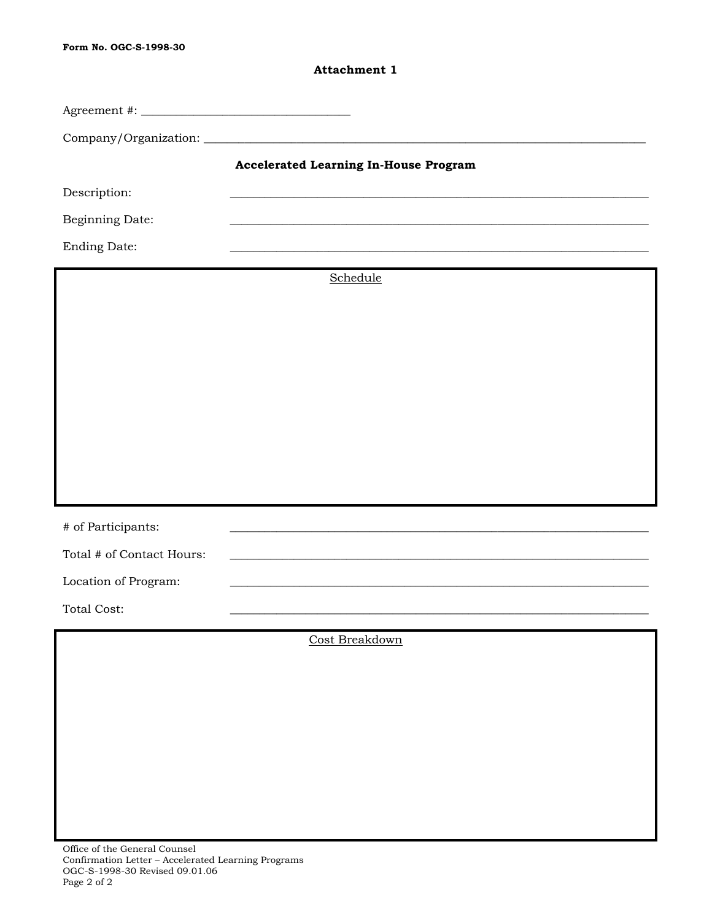Form No. OGC-S-1998-30

## Attachment 1

Agreement #: ___________________________________

Company/Organization: ___________________________________________________________________________

### Accelerated Learning In-House Program

Description: ______________________________________________________________________

Beginning Date: ______________________________________________________________________

Ending Date: ______________________________________________________________________

| Schedule |
| --- |
| |

# of Participants: ______________________________________________________________________

Total # of Contact Hours: ______________________________________________________________________

Location of Program: ______________________________________________________________________

Total Cost: ______________________________________________________________________

| Cost Breakdown |
| --- |
| |

Office of the General Counsel
Confirmation Letter – Accelerated Learning Programs
OGC-S-1998-30 Revised 09.01.06